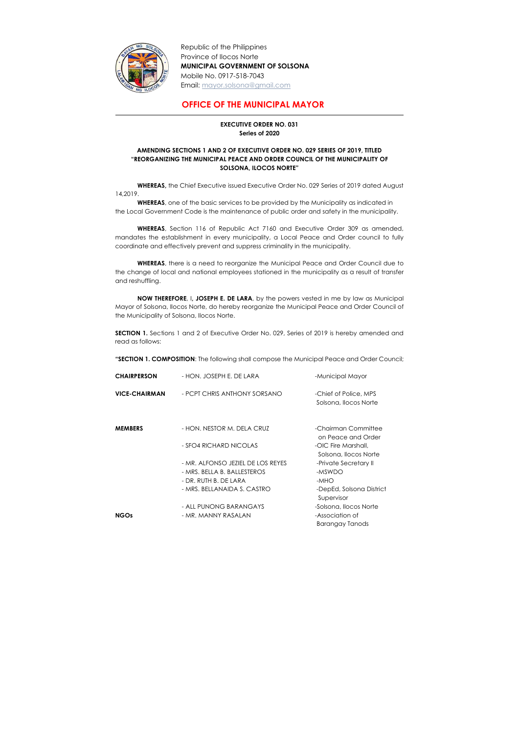Republic of the Philippines
Province of Ilocos Norte
**MUNICIPAL GOVERNMENT OF SOLSONA**
Mobile No. 0917-518-7043
Email: mayor.solsona@gmail.com

## OFFICE OF THE MUNICIPAL MAYOR

**EXECUTIVE ORDER NO. 031**
**Series of 2020**

**AMENDING SECTIONS 1 AND 2 OF EXECUTIVE ORDER NO. 029 SERIES OF 2019, TITLED "REORGANIZING THE MUNICIPAL PEACE AND ORDER COUNCIL OF THE MUNICIPALITY OF SOLSONA, ILOCOS NORTE"**

**WHEREAS,** the Chief Executive issued Executive Order No. 029 Series of 2019 dated August 14,2019.

**WHEREAS**, one of the basic services to be provided by the Municipality as indicated in the Local Government Code is the maintenance of public order and safety in the municipality.

**WHEREAS**, Section 116 of Republic Act 7160 and Executive Order 309 as amended, mandates the establishment in every municipality, a Local Peace and Order council to fully coordinate and effectively prevent and suppress criminality in the municipality.

**WHEREAS**, there is a need to reorganize the Municipal Peace and Order Council due to the change of local and national employees stationed in the municipality as a result of transfer and reshuffling.

**NOW THEREFORE**, I, **JOSEPH E. DE LARA**, by the powers vested in me by law as Municipal Mayor of Solsona, Ilocos Norte, do hereby reorganize the Municipal Peace and Order Council of the Municipality of Solsona, Ilocos Norte.

**SECTION 1.** Sections 1 and 2 of Executive Order No. 029, Series of 2019 is hereby amended and read as follows:

**"SECTION 1. COMPOSITION**: The following shall compose the Municipal Peace and Order Council;

| | | |
|---|---|---|
| **CHAIRPERSON** | - HON. JOSEPH E. DE LARA | -Municipal Mayor |
| **VICE-CHAIRMAN** | - PCPT CHRIS ANTHONY SORSANO | -Chief of Police, MPS Solsona, Ilocos Norte |
| **MEMBERS** | - HON. NESTOR M. DELA CRUZ | -Chairman Committee on Peace and Order |
| | - SFO4 RICHARD NICOLAS | -OIC Fire Marshall, Solsona, Ilocos Norte |
| | - MR. ALFONSO JEZIEL DE LOS REYES | -Private Secretary II |
| | - MRS. BELLA B. BALLESTEROS | -MSWDO |
| | - DR. RUTH B. DE LARA | -MHO |
| | - MRS. BELLANAIDA S. CASTRO | -DepEd, Solsona District Supervisor |
| | - ALL PUNONG BARANGAYS | -Solsona, Ilocos Norte |
| **NGOs** | - MR. MANNY RASALAN | -Association of Barangay Tanods |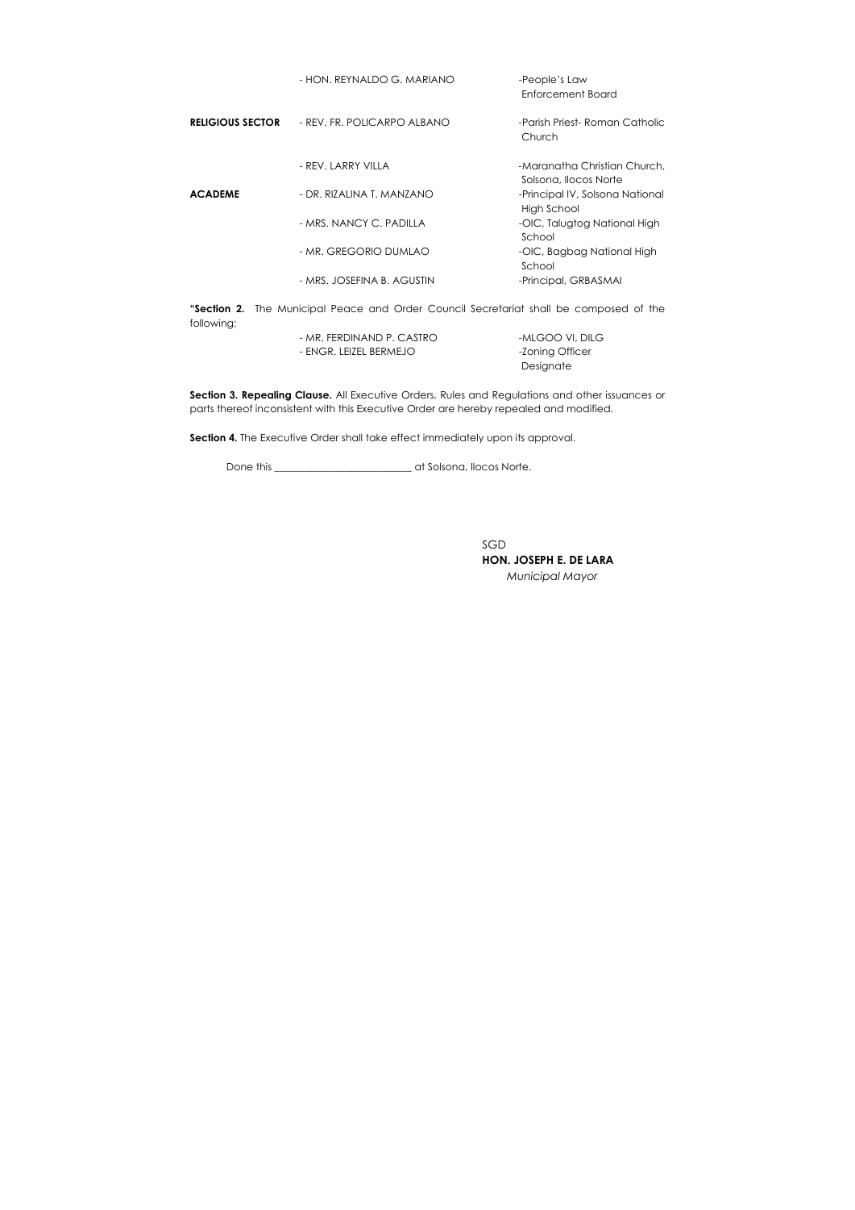| | | |
|---|---|---|
| | - HON. REYNALDO G. MARIANO | -People's Law Enforcement Board |
| **RELIGIOUS SECTOR** | - REV. FR. POLICARPO ALBANO | -Parish Priest- Roman Catholic Church |
| | - REV. LARRY VILLA | -Maranatha Christian Church, Solsona, Ilocos Norte |
| **ACADEME** | - DR. RIZALINA T. MANZANO | -Principal IV, Solsona National High School |
| | - MRS. NANCY C. PADILLA | -OIC, Talugtog National High School |
| | - MR. GREGORIO DUMLAO | -OIC, Bagbag National High School |
| | - MRS. JOSEFINA B. AGUSTIN | -Principal, GRBASMAI |

**"Section 2.** The Municipal Peace and Order Council Secretariat shall be composed of the following:

| | |
|---|---|
| - MR. FERDINAND P. CASTRO | -MLGOO VI, DILG |
| - ENGR. LEIZEL BERMEJO | -Zoning Officer Designate |

**Section 3. Repealing Clause.** All Executive Orders, Rules and Regulations and other issuances or parts thereof inconsistent with this Executive Order are hereby repealed and modified.

**Section 4.** The Executive Order shall take effect immediately upon its approval.

Done this _________________________ at Solsona, Ilocos Norte.

SGD
**HON. JOSEPH E. DE LARA**
*Municipal Mayor*